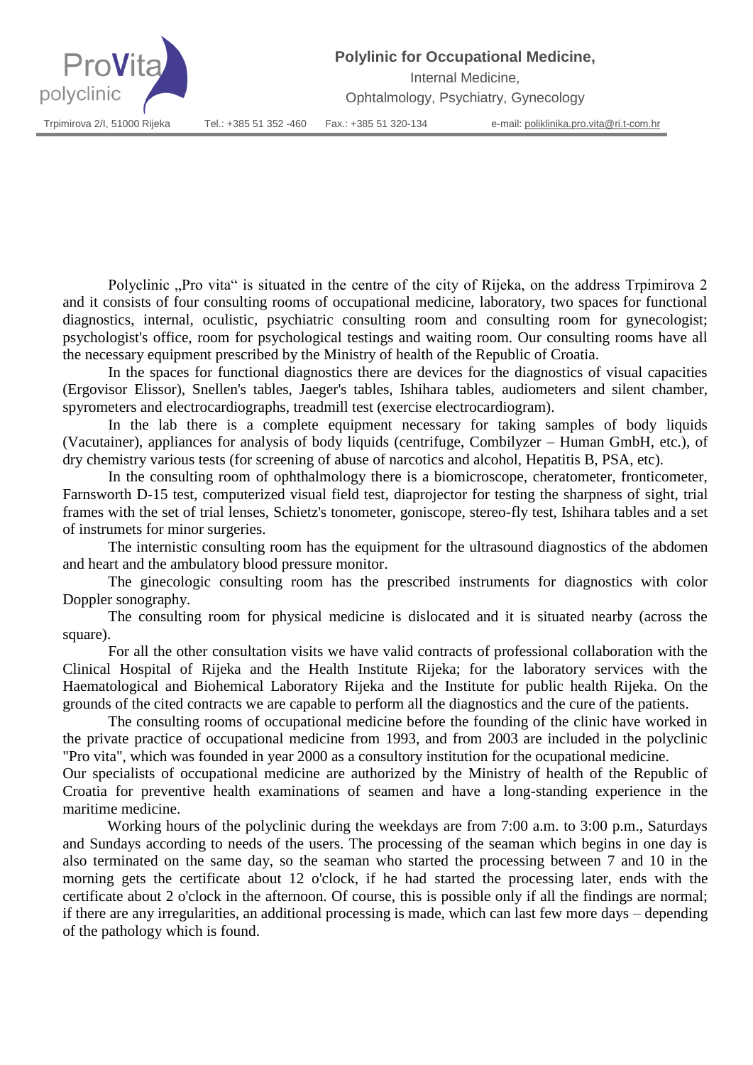**ProVita polyclinic**

**Polylinic for Occupational Medicine,**
Internal Medicine,
Ophtalmology, Psychiatry, Gynecology

Trpimirova 2/I, 51000 Rijeka    Tel.: +385 51 352 -460    Fax.: +385 51 320-134    e-mail: poliklinika.pro.vita@ri.t-com.hr

Polyclinic „Pro vita" is situated in the centre of the city of Rijeka, on the address Trpimirova 2 and it consists of four consulting rooms of occupational medicine, laboratory, two spaces for functional diagnostics, internal, oculistic, psychiatric consulting room and consulting room for gynecologist; psychologist's office, room for psychological testings and waiting room. Our consulting rooms have all the necessary equipment prescribed by the Ministry of health of the Republic of Croatia.

In the spaces for functional diagnostics there are devices for the diagnostics of visual capacities (Ergovisor Elissor), Snellen's tables, Jaeger's tables, Ishihara tables, audiometers and silent chamber, spyrometers and electrocardiographs, treadmill test (exercise electrocardiogram).

In the lab there is a complete equipment necessary for taking samples of body liquids (Vacutainer), appliances for analysis of body liquids (centrifuge, Combilyzer – Human GmbH, etc.), of dry chemistry various tests (for screening of abuse of narcotics and alcohol, Hepatitis B, PSA, etc).

In the consulting room of ophthalmology there is a biomicroscope, cheratometer, fronticometer, Farnsworth D-15 test, computerized visual field test, diaprojector for testing the sharpness of sight, trial frames with the set of trial lenses, Schietz's tonometer, goniscope, stereo-fly test, Ishihara tables and a set of instrumets for minor surgeries.

The internistic consulting room has the equipment for the ultrasound diagnostics of the abdomen and heart and the ambulatory blood pressure monitor.

The ginecologic consulting room has the prescribed instruments for diagnostics with color Doppler sonography.

The consulting room for physical medicine is dislocated and it is situated nearby (across the square).

For all the other consultation visits we have valid contracts of professional collaboration with the Clinical Hospital of Rijeka and the Health Institute Rijeka; for the laboratory services with the Haematological and Biohemical Laboratory Rijeka and the Institute for public health Rijeka. On the grounds of the cited contracts we are capable to perform all the diagnostics and the cure of the patients.

The consulting rooms of occupational medicine before the founding of the clinic have worked in the private practice of occupational medicine from 1993, and from 2003 are included in the polyclinic "Pro vita", which was founded in year 2000 as a consultory institution for the ocupational medicine.

Our specialists of occupational medicine are authorized by the Ministry of health of the Republic of Croatia for preventive health examinations of seamen and have a long-standing experience in the maritime medicine.

Working hours of the polyclinic during the weekdays are from 7:00 a.m. to 3:00 p.m., Saturdays and Sundays according to needs of the users. The processing of the seaman which begins in one day is also terminated on the same day, so the seaman who started the processing between 7 and 10 in the morning gets the certificate about 12 o'clock, if he had started the processing later, ends with the certificate about 2 o'clock in the afternoon. Of course, this is possible only if all the findings are normal; if there are any irregularities, an additional processing is made, which can last few more days – depending of the pathology which is found.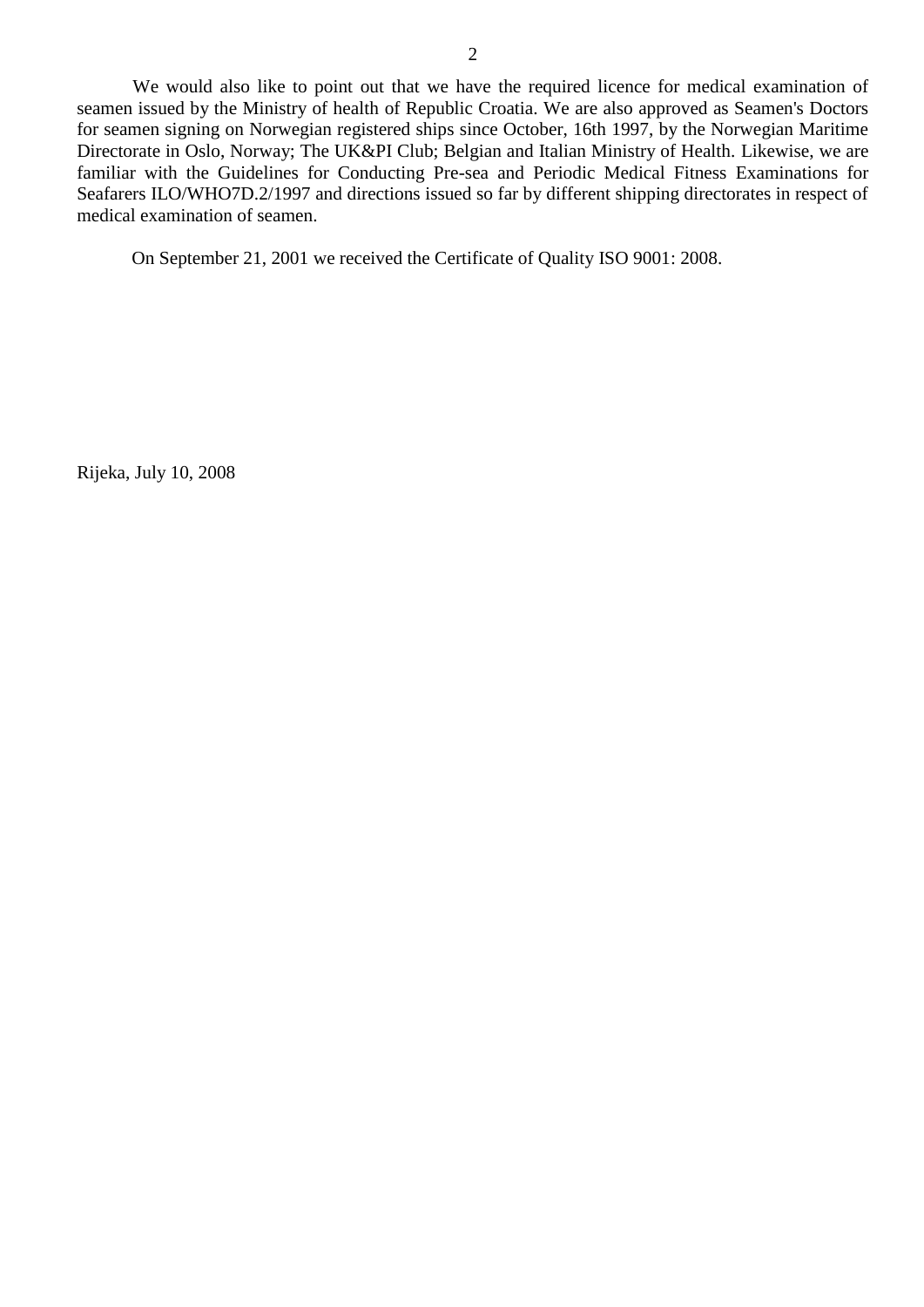We would also like to point out that we have the required licence for medical examination of seamen issued by the Ministry of health of Republic Croatia. We are also approved as Seamen's Doctors for seamen signing on Norwegian registered ships since October, 16th 1997, by the Norwegian Maritime Directorate in Oslo, Norway; The UK&PI Club; Belgian and Italian Ministry of Health. Likewise, we are familiar with the Guidelines for Conducting Pre-sea and Periodic Medical Fitness Examinations for Seafarers ILO/WHO7D.2/1997 and directions issued so far by different shipping directorates in respect of medical examination of seamen.

On September 21, 2001 we received the Certificate of Quality ISO 9001: 2008.

Rijeka, July 10, 2008